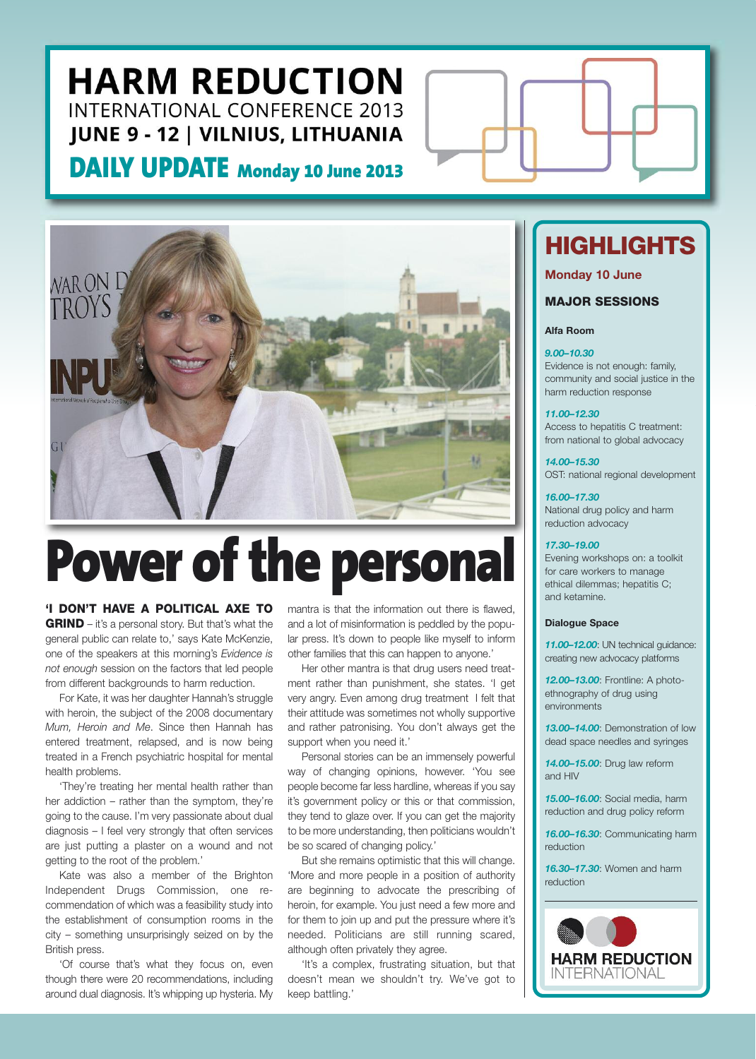# HARM REDUCTION

INTERNATIONAL CONFERENCE 2013

**JUNE 9 - 12 | VILNIUS, LITHUANIA**

**DAILY UPDATE Monday 10 June 2013**

# Power of the personal

**'I DON'T HAVE A POLITICAL AXE TO GRIND** – it's a personal story. But that's what the general public can relate to,' says Kate McKenzie, one of the speakers at this morning's *Evidence is not enough* session on the factors that led people from different backgrounds to harm reduction.

For Kate, it was her daughter Hannah's struggle with heroin, the subject of the 2008 documentary *Mum, Heroin and Me*. Since then Hannah has entered treatment, relapsed, and is now being treated in a French psychiatric hospital for mental health problems.

'They're treating her mental health rather than her addiction – rather than the symptom, they're going to the cause. I'm very passionate about dual diagnosis – I feel very strongly that often services are just putting a plaster on a wound and not getting to the root of the problem.'

Kate was also a member of the Brighton Independent Drugs Commission, one recommendation of which was a feasibility study into the establishment of consumption rooms in the city – something unsurprisingly seized on by the British press.

'Of course that's what they focus on, even though there were 20 recommendations, including around dual diagnosis. It's whipping up hysteria. My mantra is that the information out there is flawed, and a lot of misinformation is peddled by the popular press. It's down to people like myself to inform other families that this can happen to anyone.'

Her other mantra is that drug users need treatment rather than punishment, she states. 'I get very angry. Even among drug treatment I felt that their attitude was sometimes not wholly supportive and rather patronising. You don't always get the support when you need it.'

Personal stories can be an immensely powerful way of changing opinions, however. 'You see people become far less hardline, whereas if you say it's government policy or this or that commission, they tend to glaze over. If you can get the majority to be more understanding, then politicians wouldn't be so scared of changing policy.'

But she remains optimistic that this will change. 'More and more people in a position of authority are beginning to advocate the prescribing of heroin, for example. You just need a few more and for them to join up and put the pressure where it's needed. Politicians are still running scared, although often privately they agree.

'It's a complex, frustrating situation, but that doesn't mean we shouldn't try. We've got to keep battling.'

## HIGHLIGHTS

**Monday 10 June**

### MAJOR SESSIONS

**Alfa Room**

***9.00–10.30***
Evidence is not enough: family, community and social justice in the harm reduction response

***11.00–12.30***
Access to hepatitis C treatment: from national to global advocacy

***14.00–15.30***
OST: national regional development

***16.00–17.30***
National drug policy and harm reduction advocacy

***17.30–19.00***
Evening workshops on: a toolkit for care workers to manage ethical dilemmas; hepatitis C; and ketamine.

**Dialogue Space**

***11.00–12.00***: UN technical guidance: creating new advocacy platforms

***12.00–13.00***: Frontline: A photo-ethnography of drug using environments

***13.00–14.00***: Demonstration of low dead space needles and syringes

***14.00–15.00***: Drug law reform and HIV

***15.00–16.00***: Social media, harm reduction and drug policy reform

***16.00–16.30***: Communicating harm reduction

***16.30–17.30***: Women and harm reduction

HARM REDUCTION INTERNATIONAL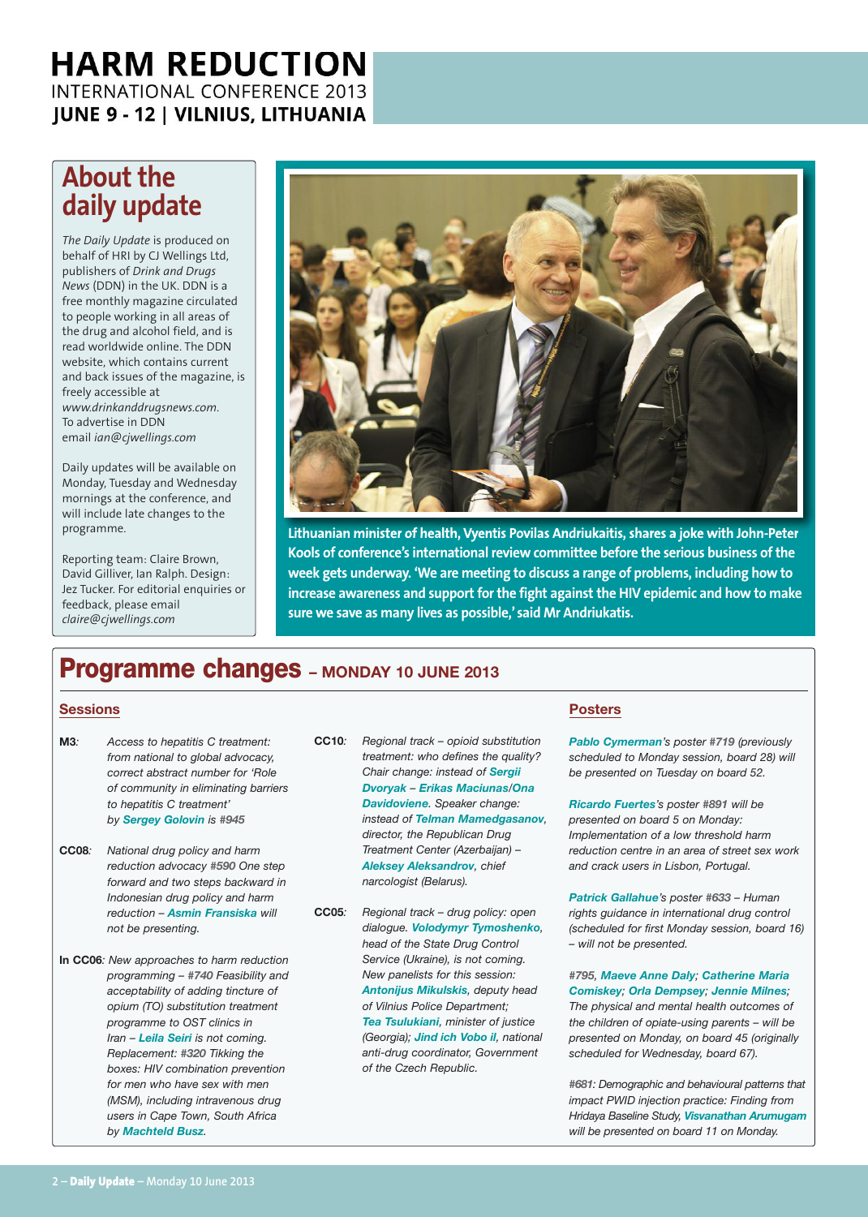# HARM REDUCTION

INTERNATIONAL CONFERENCE 2013

**JUNE 9 - 12 | VILNIUS, LITHUANIA**

## About the daily update

*The Daily Update* is produced on behalf of HRI by CJ Wellings Ltd, publishers of *Drink and Drugs News* (DDN) in the UK. DDN is a free monthly magazine circulated to people working in all areas of the drug and alcohol field, and is read worldwide online. The DDN website, which contains current and back issues of the magazine, is freely accessible at *www.drinkanddrugsnews.com*. To advertise in DDN email *ian@cjwellings.com*

Daily updates will be available on Monday, Tuesday and Wednesday mornings at the conference, and will include late changes to the programme.

Reporting team: Claire Brown, David Gilliver, Ian Ralph. Design: Jez Tucker. For editorial enquiries or feedback, please email *claire@cjwellings.com*

**Lithuanian minister of health, Vyentis Povilas Andriukaitis, shares a joke with John-Peter Kools of conference's international review committee before the serious business of the week gets underway. 'We are meeting to discuss a range of problems, including how to increase awareness and support for the fight against the HIV epidemic and how to make sure we save as many lives as possible,' said Mr Andriukatis.**

## Programme changes – MONDAY 10 JUNE 2013

### Sessions

**M3:** *Access to hepatitis C treatment: from national to global advocacy, correct abstract number for 'Role of community in eliminating barriers to hepatitis C treatment' by* ***Sergey Golovin*** *is #945*

**CC08:** *National drug policy and harm reduction advocacy #590 One step forward and two steps backward in Indonesian drug policy and harm reduction –* ***Asmin Fransiska*** *will not be presenting.*

**In CC06:** *New approaches to harm reduction programming – #740 Feasibility and acceptability of adding tincture of opium (TO) substitution treatment programme to OST clinics in Iran –* ***Leila Seiri*** *is not coming. Replacement: #320 Tikking the boxes: HIV combination prevention for men who have sex with men (MSM), including intravenous drug users in Cape Town, South Africa by* ***Machteld Busz****.*

**CC10:** *Regional track – opioid substitution treatment: who defines the quality? Chair change: instead of* ***Sergii Dvoryak*** *–* ***Erikas Maciunas/Ona Davidoviene****. Speaker change: instead of* ***Telman Mamedgasanov****, director, the Republican Drug Treatment Center (Azerbaijan) –* ***Aleksey Aleksandrov****, chief narcologist (Belarus).*

**CC05:** *Regional track – drug policy: open dialogue.* ***Volodymyr Tymoshenko****, head of the State Drug Control Service (Ukraine), is not coming. New panelists for this session:* ***Antonijus Mikulskis****, deputy head of Vilnius Police Department;* ***Tea Tsulukiani****, minister of justice (Georgia);* ***Jind ich Vobo il****, national anti-drug coordinator, Government of the Czech Republic.*

### Posters

***Pablo Cymerman****'s poster #719 (previously scheduled to Monday session, board 28) will be presented on Tuesday on board 52.*

***Ricardo Fuertes****'s poster #891 will be presented on board 5 on Monday: Implementation of a low threshold harm reduction centre in an area of street sex work and crack users in Lisbon, Portugal.*

***Patrick Gallahue****'s poster #633 – Human rights guidance in international drug control (scheduled for first Monday session, board 16) – will not be presented.*

*#795,* ***Maeve Anne Daly****;* ***Catherine Maria Comiskey****;* ***Orla Dempsey****;* ***Jennie Milnes****; The physical and mental health outcomes of the children of opiate-using parents – will be presented on Monday, on board 45 (originally scheduled for Wednesday, board 67).*

*#681: Demographic and behavioural patterns that impact PWID injection practice: Finding from Hridaya Baseline Study,* ***Visvanathan Arumugam*** *will be presented on board 11 on Monday.*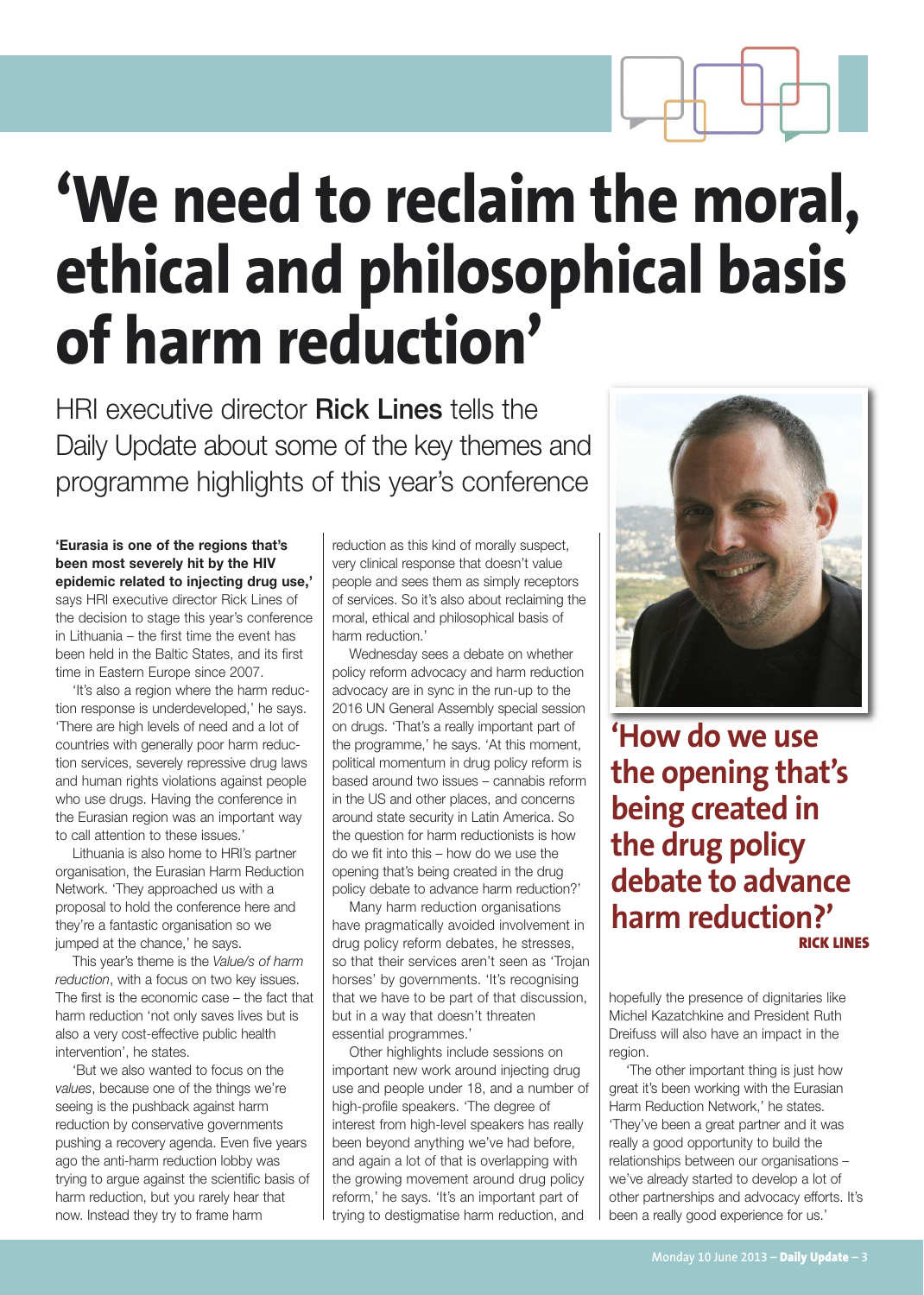# 'We need to reclaim the moral, ethical and philosophical basis of harm reduction'

HRI executive director **Rick Lines** tells the Daily Update about some of the key themes and programme highlights of this year's conference

**'Eurasia is one of the regions that's been most severely hit by the HIV epidemic related to injecting drug use,'** says HRI executive director Rick Lines of the decision to stage this year's conference in Lithuania – the first time the event has been held in the Baltic States, and its first time in Eastern Europe since 2007.

'It's also a region where the harm reduction response is underdeveloped,' he says. 'There are high levels of need and a lot of countries with generally poor harm reduction services, severely repressive drug laws and human rights violations against people who use drugs. Having the conference in the Eurasian region was an important way to call attention to these issues.'

Lithuania is also home to HRI's partner organisation, the Eurasian Harm Reduction Network. 'They approached us with a proposal to hold the conference here and they're a fantastic organisation so we jumped at the chance,' he says.

This year's theme is the *Value/s of harm reduction*, with a focus on two key issues. The first is the economic case – the fact that harm reduction 'not only saves lives but is also a very cost-effective public health intervention', he states.

'But we also wanted to focus on the *values*, because one of the things we're seeing is the pushback against harm reduction by conservative governments pushing a recovery agenda. Even five years ago the anti-harm reduction lobby was trying to argue against the scientific basis of harm reduction, but you rarely hear that now. Instead they try to frame harm reduction as this kind of morally suspect, very clinical response that doesn't value people and sees them as simply receptors of services. So it's also about reclaiming the moral, ethical and philosophical basis of harm reduction.'

Wednesday sees a debate on whether policy reform advocacy and harm reduction advocacy are in sync in the run-up to the 2016 UN General Assembly special session on drugs. 'That's a really important part of the programme,' he says. 'At this moment, political momentum in drug policy reform is based around two issues – cannabis reform in the US and other places, and concerns around state security in Latin America. So the question for harm reductionists is how do we fit into this – how do we use the opening that's being created in the drug policy debate to advance harm reduction?'

Many harm reduction organisations have pragmatically avoided involvement in drug policy reform debates, he stresses, so that their services aren't seen as 'Trojan horses' by governments. 'It's recognising that we have to be part of that discussion, but in a way that doesn't threaten essential programmes.'

Other highlights include sessions on important new work around injecting drug use and people under 18, and a number of high-profile speakers. 'The degree of interest from high-level speakers has really been beyond anything we've had before, and again a lot of that is overlapping with the growing movement around drug policy reform,' he says. 'It's an important part of trying to destigmatise harm reduction, and hopefully the presence of dignitaries like Michel Kazatchkine and President Ruth Dreifuss will also have an impact in the region.

'The other important thing is just how great it's been working with the Eurasian Harm Reduction Network,' he states. 'They've been a great partner and it was really a good opportunity to build the relationships between our organisations – we've already started to develop a lot of other partnerships and advocacy efforts. It's been a really good experience for us.'

> **'How do we use the opening that's being created in the drug policy debate to advance harm reduction?'**
> **RICK LINES**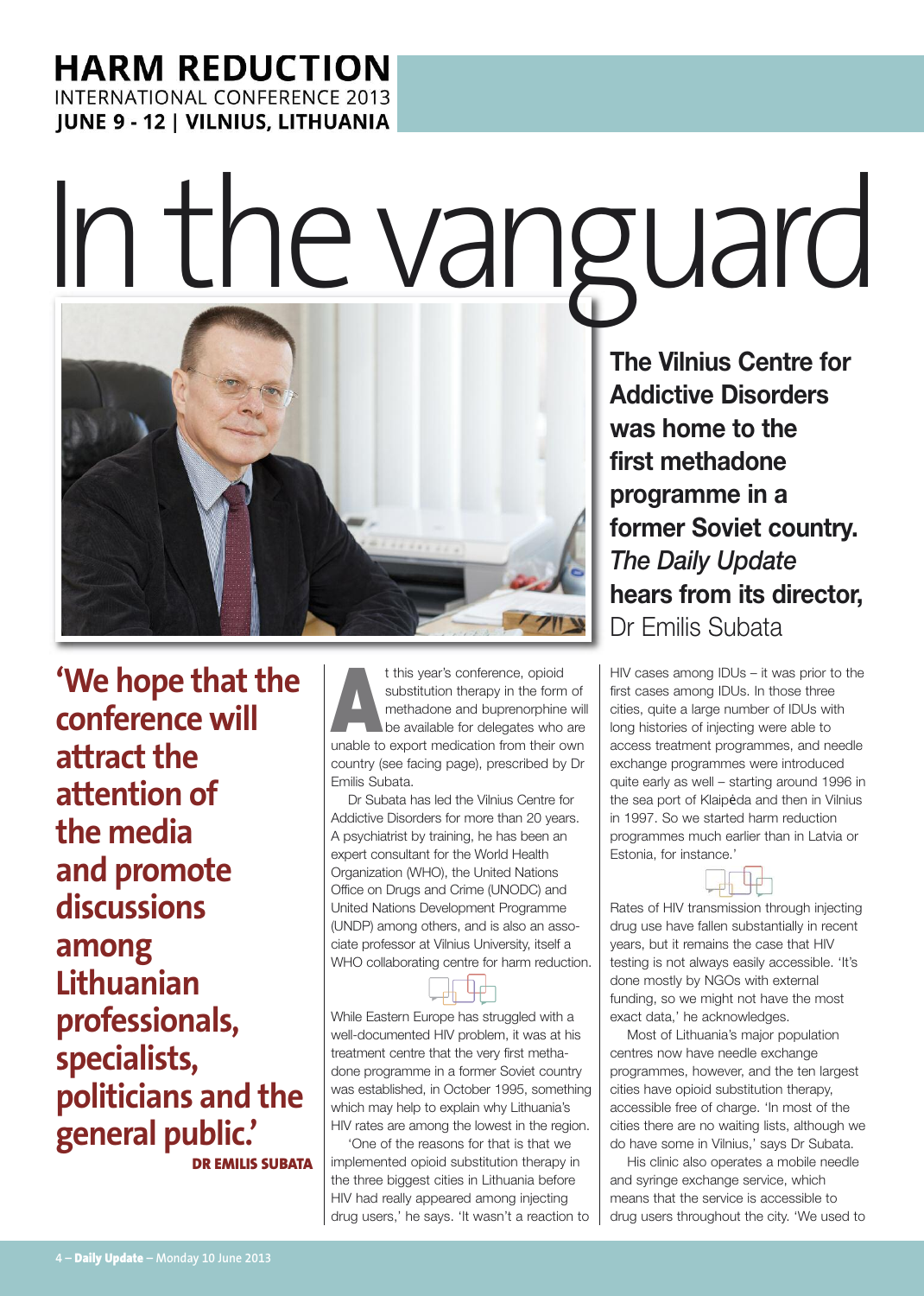# In the vanguard

**The Vilnius Centre for Addictive Disorders was home to the first methadone programme in a former Soviet country. *The Daily Update* hears from its director,** Dr Emilis Subata

**'We hope that the conference will attract the attention of the media and promote discussions among Lithuanian professionals, specialists, politicians and the general public.'**
**DR EMILIS SUBATA**

At this year's conference, opioid substitution therapy in the form of methadone and buprenorphine will be available for delegates who are unable to export medication from their own country (see facing page), prescribed by Dr Emilis Subata.

Dr Subata has led the Vilnius Centre for Addictive Disorders for more than 20 years. A psychiatrist by training, he has been an expert consultant for the World Health Organization (WHO), the United Nations Office on Drugs and Crime (UNODC) and United Nations Development Programme (UNDP) among others, and is also an associate professor at Vilnius University, itself a WHO collaborating centre for harm reduction.

While Eastern Europe has struggled with a well-documented HIV problem, it was at his treatment centre that the very first methadone programme in a former Soviet country was established, in October 1995, something which may help to explain why Lithuania's HIV rates are among the lowest in the region.

'One of the reasons for that is that we implemented opioid substitution therapy in the three biggest cities in Lithuania before HIV had really appeared among injecting drug users,' he says. 'It wasn't a reaction to HIV cases among IDUs – it was prior to the first cases among IDUs. In those three cities, quite a large number of IDUs with long histories of injecting were able to access treatment programmes, and needle exchange programmes were introduced quite early as well – starting around 1996 in the sea port of Klaipėda and then in Vilnius in 1997. So we started harm reduction programmes much earlier than in Latvia or Estonia, for instance.'

Rates of HIV transmission through injecting drug use have fallen substantially in recent years, but it remains the case that HIV testing is not always easily accessible. 'It's done mostly by NGOs with external funding, so we might not have the most exact data,' he acknowledges.

Most of Lithuania's major population centres now have needle exchange programmes, however, and the ten largest cities have opioid substitution therapy, accessible free of charge. 'In most of the cities there are no waiting lists, although we do have some in Vilnius,' says Dr Subata.

His clinic also operates a mobile needle and syringe exchange service, which means that the service is accessible to drug users throughout the city. 'We used to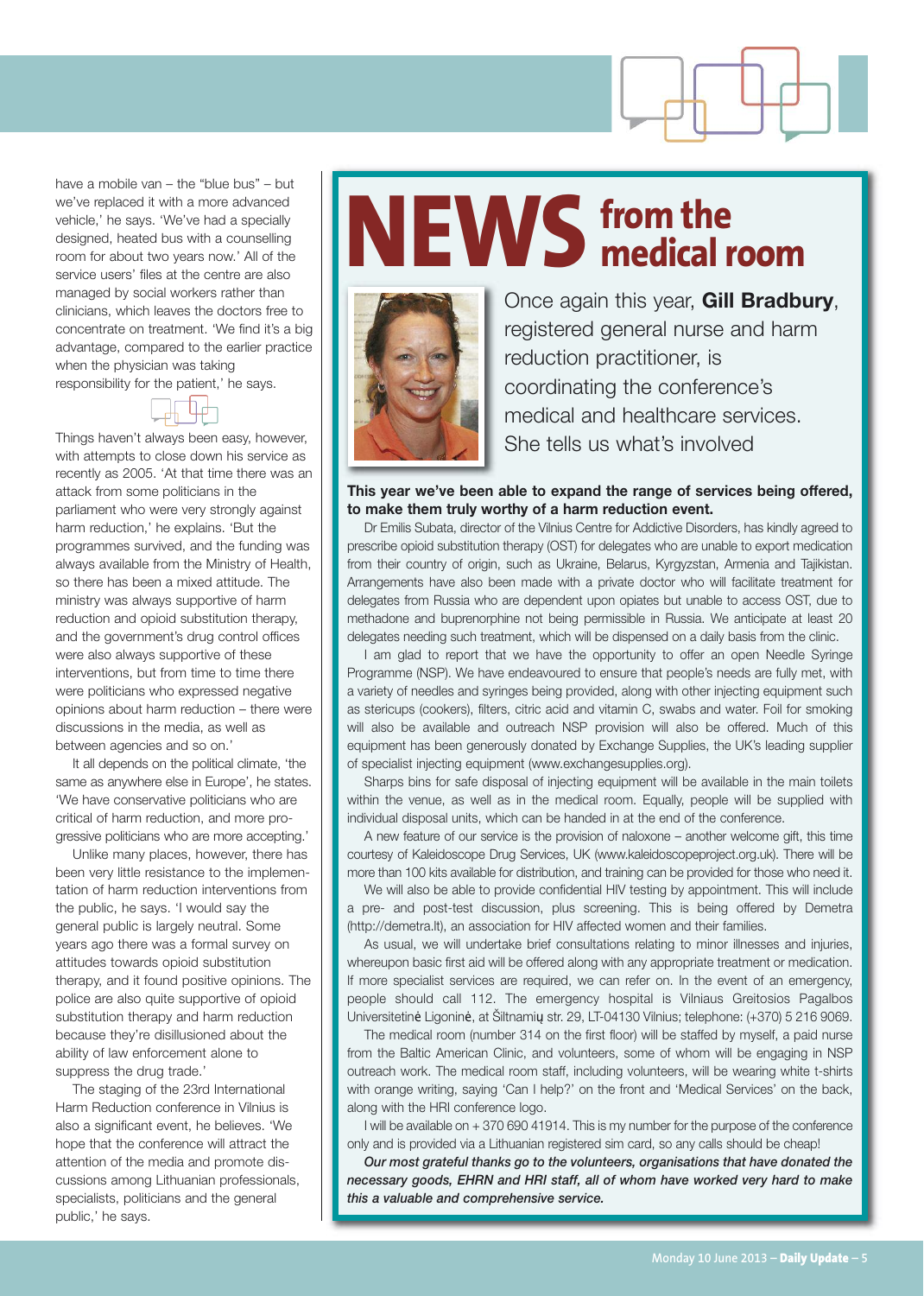have a mobile van – the "blue bus" – but we've replaced it with a more advanced vehicle,' he says. 'We've had a specially designed, heated bus with a counselling room for about two years now.' All of the service users' files at the centre are also managed by social workers rather than clinicians, which leaves the doctors free to concentrate on treatment. 'We find it's a big advantage, compared to the earlier practice when the physician was taking responsibility for the patient,' he says.

Things haven't always been easy, however, with attempts to close down his service as recently as 2005. 'At that time there was an attack from some politicians in the parliament who were very strongly against harm reduction,' he explains. 'But the programmes survived, and the funding was always available from the Ministry of Health, so there has been a mixed attitude. The ministry was always supportive of harm reduction and opioid substitution therapy, and the government's drug control offices were also always supportive of these interventions, but from time to time there were politicians who expressed negative opinions about harm reduction – there were discussions in the media, as well as between agencies and so on.'

It all depends on the political climate, 'the same as anywhere else in Europe', he states. 'We have conservative politicians who are critical of harm reduction, and more progressive politicians who are more accepting.'

Unlike many places, however, there has been very little resistance to the implementation of harm reduction interventions from the public, he says. 'I would say the general public is largely neutral. Some years ago there was a formal survey on attitudes towards opioid substitution therapy, and it found positive opinions. The police are also quite supportive of opioid substitution therapy and harm reduction because they're disillusioned about the ability of law enforcement alone to suppress the drug trade.'

The staging of the 23rd International Harm Reduction conference in Vilnius is also a significant event, he believes. 'We hope that the conference will attract the attention of the media and promote discussions among Lithuanian professionals, specialists, politicians and the general public,' he says.

# NEWS from the medical room

Once again this year, **Gill Bradbury**, registered general nurse and harm reduction practitioner, is coordinating the conference's medical and healthcare services. She tells us what's involved

**This year we've been able to expand the range of services being offered, to make them truly worthy of a harm reduction event.**

Dr Emilis Subata, director of the Vilnius Centre for Addictive Disorders, has kindly agreed to prescribe opioid substitution therapy (OST) for delegates who are unable to export medication from their country of origin, such as Ukraine, Belarus, Kyrgyzstan, Armenia and Tajikistan. Arrangements have also been made with a private doctor who will facilitate treatment for delegates from Russia who are dependent upon opiates but unable to access OST, due to methadone and buprenorphine not being permissible in Russia. We anticipate at least 20 delegates needing such treatment, which will be dispensed on a daily basis from the clinic.

I am glad to report that we have the opportunity to offer an open Needle Syringe Programme (NSP). We have endeavoured to ensure that people's needs are fully met, with a variety of needles and syringes being provided, along with other injecting equipment such as stericups (cookers), filters, citric acid and vitamin C, swabs and water. Foil for smoking will also be available and outreach NSP provision will also be offered. Much of this equipment has been generously donated by Exchange Supplies, the UK's leading supplier of specialist injecting equipment (www.exchangesupplies.org).

Sharps bins for safe disposal of injecting equipment will be available in the main toilets within the venue, as well as in the medical room. Equally, people will be supplied with individual disposal units, which can be handed in at the end of the conference.

A new feature of our service is the provision of naloxone – another welcome gift, this time courtesy of Kaleidoscope Drug Services, UK (www.kaleidoscopeproject.org.uk). There will be more than 100 kits available for distribution, and training can be provided for those who need it.

We will also be able to provide confidential HIV testing by appointment. This will include a pre- and post-test discussion, plus screening. This is being offered by Demetra (http://demetra.lt), an association for HIV affected women and their families.

As usual, we will undertake brief consultations relating to minor illnesses and injuries, whereupon basic first aid will be offered along with any appropriate treatment or medication. If more specialist services are required, we can refer on. In the event of an emergency, people should call 112. The emergency hospital is Vilniaus Greitosios Pagalbos Universitetinė Ligoninė, at Šiltnamių str. 29, LT-04130 Vilnius; telephone: (+370) 5 216 9069.

The medical room (number 314 on the first floor) will be staffed by myself, a paid nurse from the Baltic American Clinic, and volunteers, some of whom will be engaging in NSP outreach work. The medical room staff, including volunteers, will be wearing white t-shirts with orange writing, saying 'Can I help?' on the front and 'Medical Services' on the back, along with the HRI conference logo.

I will be available on + 370 690 41914. This is my number for the purpose of the conference only and is provided via a Lithuanian registered sim card, so any calls should be cheap!

***Our most grateful thanks go to the volunteers, organisations that have donated the necessary goods, EHRN and HRI staff, all of whom have worked very hard to make this a valuable and comprehensive service.***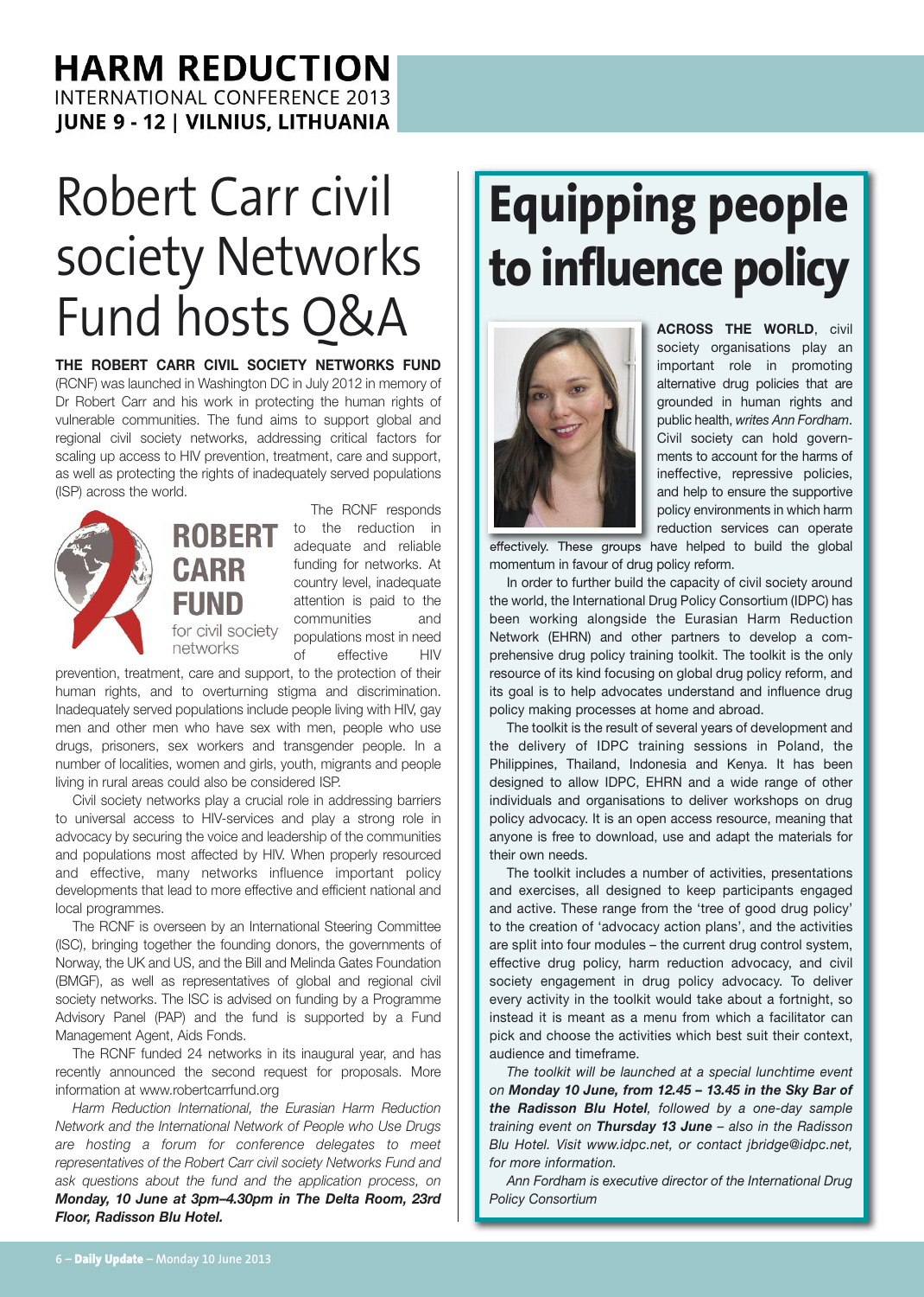# Robert Carr civil society Networks Fund hosts Q&A

**THE ROBERT CARR CIVIL SOCIETY NETWORKS FUND** (RCNF) was launched in Washington DC in July 2012 in memory of Dr Robert Carr and his work in protecting the human rights of vulnerable communities. The fund aims to support global and regional civil society networks, addressing critical factors for scaling up access to HIV prevention, treatment, care and support, as well as protecting the rights of inadequately served populations (ISP) across the world.

ROBERT CARR FUND for civil society networks

The RCNF responds to the reduction in adequate and reliable funding for networks. At country level, inadequate attention is paid to the communities and populations most in need of effective HIV prevention, treatment, care and support, to the protection of their human rights, and to overturning stigma and discrimination. Inadequately served populations include people living with HIV, gay men and other men who have sex with men, people who use drugs, prisoners, sex workers and transgender people. In a number of localities, women and girls, youth, migrants and people living in rural areas could also be considered ISP.

Civil society networks play a crucial role in addressing barriers to universal access to HIV-services and play a strong role in advocacy by securing the voice and leadership of the communities and populations most affected by HIV. When properly resourced and effective, many networks influence important policy developments that lead to more effective and efficient national and local programmes.

The RCNF is overseen by an International Steering Committee (ISC), bringing together the founding donors, the governments of Norway, the UK and US, and the Bill and Melinda Gates Foundation (BMGF), as well as representatives of global and regional civil society networks. The ISC is advised on funding by a Programme Advisory Panel (PAP) and the fund is supported by a Fund Management Agent, Aids Fonds.

The RCNF funded 24 networks in its inaugural year, and has recently announced the second request for proposals. More information at www.robertcarrfund.org

*Harm Reduction International, the Eurasian Harm Reduction Network and the International Network of People who Use Drugs are hosting a forum for conference delegates to meet representatives of the Robert Carr civil society Networks Fund and ask questions about the fund and the application process, on* ***Monday, 10 June at 3pm–4.30pm in The Delta Room, 23rd Floor, Radisson Blu Hotel.***

# Equipping people to influence policy

**ACROSS THE WORLD**, civil society organisations play an important role in promoting alternative drug policies that are grounded in human rights and public health, *writes Ann Fordham*. Civil society can hold governments to account for the harms of ineffective, repressive policies, and help to ensure the supportive policy environments in which harm reduction services can operate effectively. These groups have helped to build the global momentum in favour of drug policy reform.

In order to further build the capacity of civil society around the world, the International Drug Policy Consortium (IDPC) has been working alongside the Eurasian Harm Reduction Network (EHRN) and other partners to develop a comprehensive drug policy training toolkit. The toolkit is the only resource of its kind focusing on global drug policy reform, and its goal is to help advocates understand and influence drug policy making processes at home and abroad.

The toolkit is the result of several years of development and the delivery of IDPC training sessions in Poland, the Philippines, Thailand, Indonesia and Kenya. It has been designed to allow IDPC, EHRN and a wide range of other individuals and organisations to deliver workshops on drug policy advocacy. It is an open access resource, meaning that anyone is free to download, use and adapt the materials for their own needs.

The toolkit includes a number of activities, presentations and exercises, all designed to keep participants engaged and active. These range from the 'tree of good drug policy' to the creation of 'advocacy action plans', and the activities are split into four modules – the current drug control system, effective drug policy, harm reduction advocacy, and civil society engagement in drug policy advocacy. To deliver every activity in the toolkit would take about a fortnight, so instead it is meant as a menu from which a facilitator can pick and choose the activities which best suit their context, audience and timeframe.

*The toolkit will be launched at a special lunchtime event on* ***Monday 10 June, from 12.45 – 13.45 in the Sky Bar of the Radisson Blu Hotel****, followed by a one-day sample training event on* ***Thursday 13 June*** *– also in the Radisson Blu Hotel. Visit www.idpc.net, or contact jbridge@idpc.net, for more information.*

*Ann Fordham is executive director of the International Drug Policy Consortium*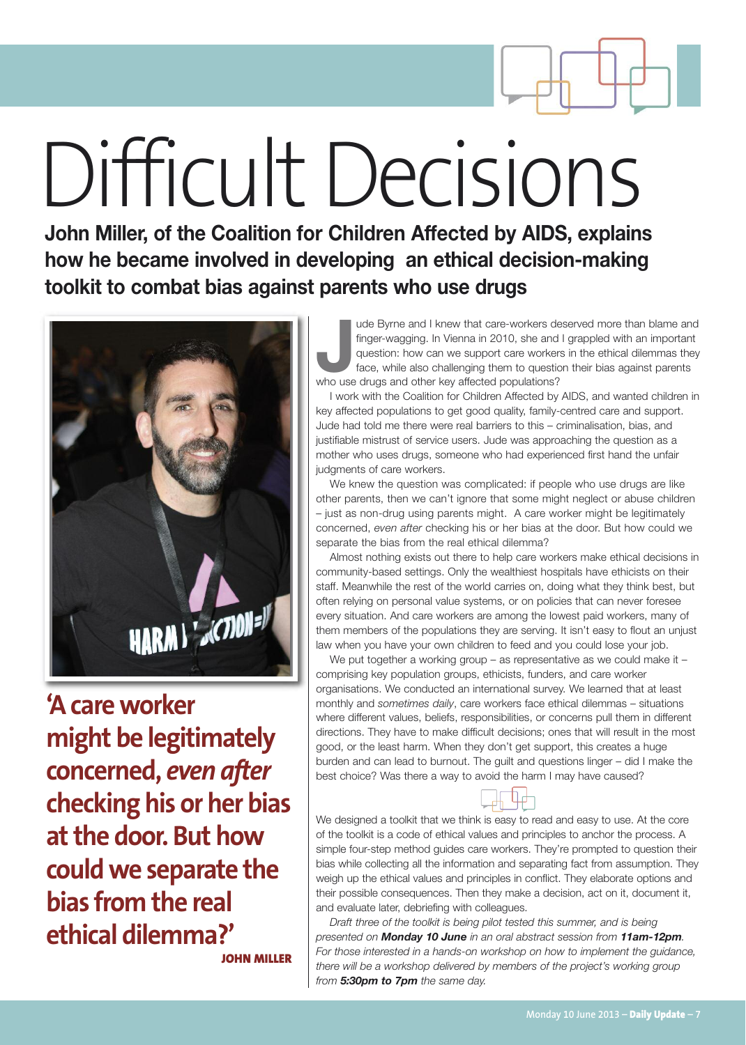# Difficult Decisions

**John Miller, of the Coalition for Children Affected by AIDS, explains how he became involved in developing an ethical decision-making toolkit to combat bias against parents who use drugs**

'A care worker might be legitimately concerned, *even after* checking his or her bias at the door. But how could we separate the bias from the real ethical dilemma?'

**JOHN MILLER**

Jude Byrne and I knew that care-workers deserved more than blame and finger-wagging. In Vienna in 2010, she and I grappled with an important question: how can we support care workers in the ethical dilemmas they face, while also challenging them to question their bias against parents who use drugs and other key affected populations?

I work with the Coalition for Children Affected by AIDS, and wanted children in key affected populations to get good quality, family-centred care and support. Jude had told me there were real barriers to this – criminalisation, bias, and justifiable mistrust of service users. Jude was approaching the question as a mother who uses drugs, someone who had experienced first hand the unfair judgments of care workers.

We knew the question was complicated: if people who use drugs are like other parents, then we can't ignore that some might neglect or abuse children – just as non-drug using parents might. A care worker might be legitimately concerned, *even after* checking his or her bias at the door. But how could we separate the bias from the real ethical dilemma?

Almost nothing exists out there to help care workers make ethical decisions in community-based settings. Only the wealthiest hospitals have ethicists on their staff. Meanwhile the rest of the world carries on, doing what they think best, but often relying on personal value systems, or on policies that can never foresee every situation. And care workers are among the lowest paid workers, many of them members of the populations they are serving. It isn't easy to flout an unjust law when you have your own children to feed and you could lose your job.

We put together a working group – as representative as we could make it – comprising key population groups, ethicists, funders, and care worker organisations. We conducted an international survey. We learned that at least monthly and *sometimes daily*, care workers face ethical dilemmas – situations where different values, beliefs, responsibilities, or concerns pull them in different directions. They have to make difficult decisions; ones that will result in the most good, or the least harm. When they don't get support, this creates a huge burden and can lead to burnout. The guilt and questions linger – did I make the best choice? Was there a way to avoid the harm I may have caused?

We designed a toolkit that we think is easy to read and easy to use. At the core of the toolkit is a code of ethical values and principles to anchor the process. A simple four-step method guides care workers. They're prompted to question their bias while collecting all the information and separating fact from assumption. They weigh up the ethical values and principles in conflict. They elaborate options and their possible consequences. Then they make a decision, act on it, document it, and evaluate later, debriefing with colleagues.

*Draft three of the toolkit is being pilot tested this summer, and is being presented on* ***Monday 10 June*** *in an oral abstract session from* ***11am-12pm****. For those interested in a hands-on workshop on how to implement the guidance, there will be a workshop delivered by members of the project's working group from* ***5:30pm to 7pm*** *the same day.*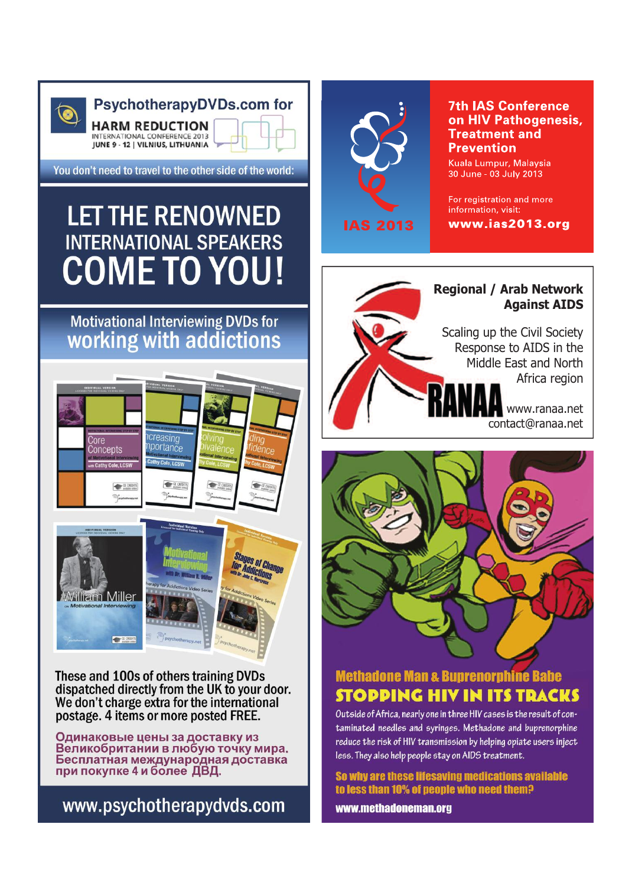## PsychotherapyDVDs.com for

**HARM REDUCTION**
INTERNATIONAL CONFERENCE 2013
JUNE 9 - 12 | VILNIUS, LITHUANIA

You don't need to travel to the other side of the world:

# LET THE RENOWNED INTERNATIONAL SPEAKERS COME TO YOU!

## Motivational Interviewing DVDs for working with addictions

These and 100s of others training DVDs dispatched directly from the UK to your door. We don't charge extra for the international postage. 4 items or more posted FREE.

**Одинаковые цены за доставку из Великобритании в любую точку мира. Бесплатная международная доставка при покупке 4 и более ДВД.**

www.psychotherapydvds.com

---

IAS 2013

## 7th IAS Conference on HIV Pathogenesis, Treatment and Prevention

Kuala Lumpur, Malaysia
30 June - 03 July 2013

For registration and more information, visit:
**www.ias2013.org**

---

**Regional / Arab Network Against AIDS**

Scaling up the Civil Society Response to AIDS in the Middle East and North Africa region

RANAA

www.ranaa.net
contact@ranaa.net

---

## Methadone Man & Buprenorphine Babe

## STOPPING HIV IN ITS TRACKS

Outside of Africa, nearly one in three HIV cases is the result of contaminated needles and syringes. Methadone and buprenorphine reduce the risk of HIV transmission by helping opiate users inject less. They also help people stay on AIDS treatment.

**So why are these lifesaving medications available to less than 10% of people who need them?**

**www.methadoneman.org**